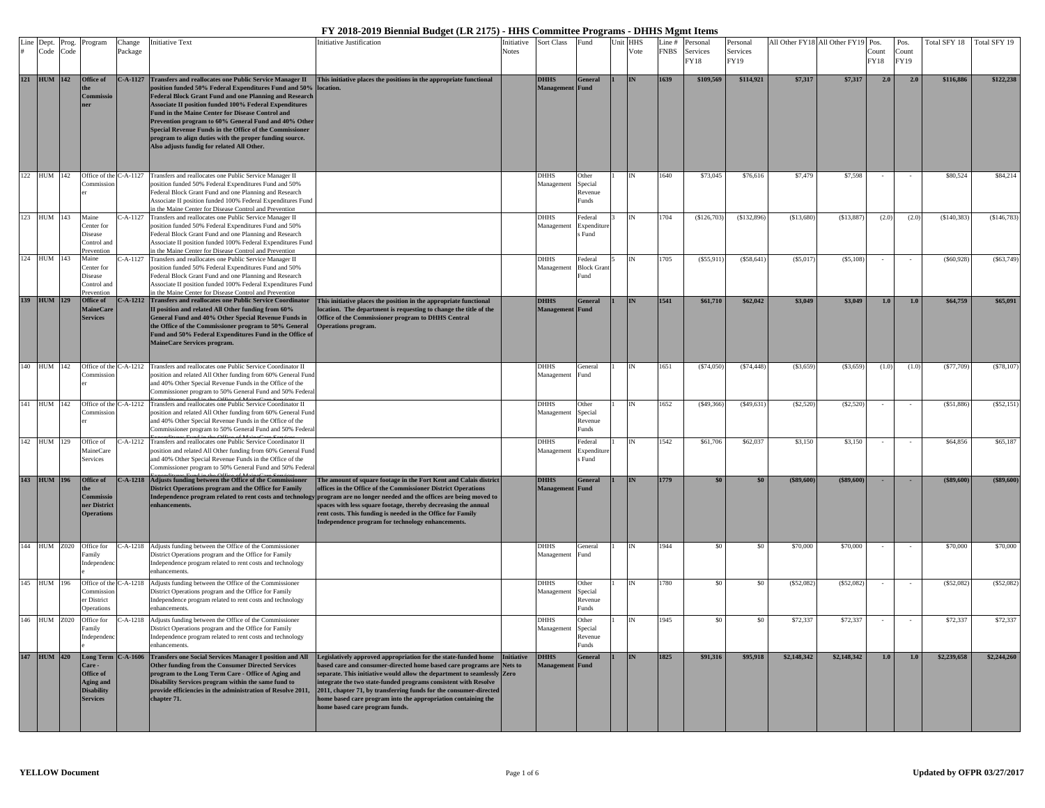# FY 2018-2019 Biennial Budget (LR 2175) - HHS Committee Programs - DHHS Mgmt Items

| Line # | Dept. Code | Prog. Code | Program | Change Package | Initiative Text | Initiative Justification | Initiative Notes | Sort Class | Fund | Unit | HHS Vote | Line # FNBS | Personal Services FY18 | Personal Services FY19 | All Other FY18 | All Other FY19 | Pos. Count FY18 | Pos. Count FY19 | Total SFY 18 | Total SFY 19 |
|---|---|---|---|---|---|---|---|---|---|---|---|---|---|---|---|---|---|---|---|---|
| **121** | **HUM** | **142** | **Office of the Commissioner** | **C-A-1127** | **Transfers and reallocates one Public Service Manager II position funded 50% Federal Expenditures Fund and 50% Federal Block Grant Fund and one Planning and Research Associate II position funded 100% Federal Expenditures Fund in the Maine Center for Disease Control and Prevention program to 60% General Fund and 40% Other Special Revenue Funds in the Office of the Commissioner program to align duties with the proper funding source. Also adjusts fundig for related All Other.** | **This initiative places the positions in the appropriate functional location.** | | **DHHS Management** | **General Fund** | **1** | **IN** | **1639** | **$109,569** | **$114,921** | **$7,317** | **$7,317** | **2.0** | **2.0** | **$116,886** | **$122,238** |
| 122 | HUM | 142 | Office of the Commissioner | C-A-1127 | Transfers and reallocates one Public Service Manager II position funded 50% Federal Expenditures Fund and 50% Federal Block Grant Fund and one Planning and Research Associate II position funded 100% Federal Expenditures Fund in the Maine Center for Disease Control and Prevention | | | DHHS Management | Other Special Revenue Funds | 1 | IN | 1640 | $73,045 | $76,616 | $7,479 | $7,598 | - | - | $80,524 | $84,214 |
| 123 | HUM | 143 | Maine Center for Disease Control and Prevention | C-A-1127 | Transfers and reallocates one Public Service Manager II position funded 50% Federal Expenditures Fund and 50% Federal Block Grant Fund and one Planning and Research Associate II position funded 100% Federal Expenditures Fund in the Maine Center for Disease Control and Prevention | | | DHHS Management | Federal Expenditures Fund | 3 | IN | 1704 | ($126,703) | ($132,896) | ($13,680) | ($13,887) | (2.0) | (2.0) | ($140,383) | ($146,783) |
| 124 | HUM | 143 | Maine Center for Disease Control and Prevention | C-A-1127 | Transfers and reallocates one Public Service Manager II position funded 50% Federal Expenditures Fund and 50% Federal Block Grant Fund and one Planning and Research Associate II position funded 100% Federal Expenditures Fund in the Maine Center for Disease Control and Prevention | | | DHHS Management | Federal Block Grant Fund | 5 | IN | 1705 | ($55,911) | ($58,641) | ($5,017) | ($5,108) | - | - | ($60,928) | ($63,749) |
| **139** | **HUM** | **129** | **Office of MaineCare Services** | **C-A-1212** | **Transfers and reallocates one Public Service Coordinator II position and related All Other funding from 60% General Fund and 40% Other Special Revenue Funds in the Office of the Commissioner program to 50% General Fund and 50% Federal Expenditures Fund in the Office of MaineCare Services program.** | **This initiative places the position in the appropriate functional location. The department is requesting to change the title of the Office of the Commissioner program to DHHS Central Operations program.** | | **DHHS Management** | **General Fund** | **1** | **IN** | **1541** | **$61,710** | **$62,042** | **$3,049** | **$3,049** | **1.0** | **1.0** | **$64,759** | **$65,091** |
| 140 | HUM | 142 | Office of the Commissioner | C-A-1212 | Transfers and reallocates one Public Service Coordinator II position and related All Other funding from 60% General Fund and 40% Other Special Revenue Funds in the Office of the Commissioner program to 50% General Fund and 50% Federal Expenditures Fund in the Office of MaineCare Services | | | DHHS Management | General Fund | 1 | IN | 1651 | ($74,050) | ($74,448) | ($3,659) | ($3,659) | (1.0) | (1.0) | ($77,709) | ($78,107) |
| 141 | HUM | 142 | Office of the Commissioner | C-A-1212 | Transfers and reallocates one Public Service Coordinator II position and related All Other funding from 60% General Fund and 40% Other Special Revenue Funds in the Office of the Commissioner program to 50% General Fund and 50% Federal Expenditures Fund in the Office of MaineCare Services | | | DHHS Management | Other Special Revenue Funds | 1 | IN | 1652 | ($49,366) | ($49,631) | ($2,520) | ($2,520) | - | - | ($51,886) | ($52,151) |
| 142 | HUM | 129 | Office of MaineCare Services | C-A-1212 | Transfers and reallocates one Public Service Coordinator II position and related All Other funding from 60% General Fund and 40% Other Special Revenue Funds in the Office of the Commissioner program to 50% General Fund and 50% Federal Expenditures Fund in the Office of MaineCare Services | | | DHHS Management | Federal Expenditures Fund | 1 | IN | 1542 | $61,706 | $62,037 | $3,150 | $3,150 | - | - | $64,856 | $65,187 |
| **143** | **HUM** | **196** | **Office of the Commissioner District Operations** | **C-A-1218** | **Adjusts funding between the Office of the Commissioner District Operations program and the Office for Family Independence program related to rent costs and technology enhancements.** | **The amount of square footage in the Fort Kent and Calais district offices in the Office of the Commissioner District Operations program are no longer needed and the offices are being moved to spaces with less square footage, thereby decreasing the annual rent costs. This funding is needed in the Office for Family Independence program for technology enhancements.** | | **DHHS Management** | **General Fund** | **1** | **IN** | **1779** | **$0** | **$0** | **($89,600)** | **($89,600)** | **-** | **-** | **($89,600)** | **($89,600)** |
| 144 | HUM | Z020 | Office for Family Independence | C-A-1218 | Adjusts funding between the Office of the Commissioner District Operations program and the Office for Family Independence program related to rent costs and technology enhancements. | | | DHHS Management | General Fund | 1 | IN | 1944 | $0 | $0 | $70,000 | $70,000 | - | - | $70,000 | $70,000 |
| 145 | HUM | 196 | Office of the Commissioner District Operations | C-A-1218 | Adjusts funding between the Office of the Commissioner District Operations program and the Office for Family Independence program related to rent costs and technology enhancements. | | | DHHS Management | Other Special Revenue Funds | 1 | IN | 1780 | $0 | $0 | ($52,082) | ($52,082) | - | - | ($52,082) | ($52,082) |
| 146 | HUM | Z020 | Office for Family Independence | C-A-1218 | Adjusts funding between the Office of the Commissioner District Operations program and the Office for Family Independence program related to rent costs and technology enhancements. | | | DHHS Management | Other Special Revenue Funds | 1 | IN | 1945 | $0 | $0 | $72,337 | $72,337 | - | - | $72,337 | $72,337 |
| **147** | **HUM** | **420** | **Long Term Care - Office of Aging and Disability Services** | **C-A-1606** | **Transfers one Social Services Manager I position and All Other funding from the Consumer Directed Services program to the Long Term Care - Office of Aging and Disability Services program within the same fund to provide efficiencies in the administration of Resolve 2011, chapter 71.** | **Legislatively approved appropriation for the state-funded home based care and consumer-directed home based care programs are separate. This initiative would allow the department to seamlessly integrate the two state-funded programs consistent with Resolve 2011, chapter 71, by transferring funds for the consumer-directed home based care program into the appropriation containing the home based care program funds.** | **Initiative Nets to Zero** | **DHHS Management** | **General Fund** | **1** | **IN** | **1825** | **$91,316** | **$95,918** | **$2,148,342** | **$2,148,342** | **1.0** | **1.0** | **$2,239,658** | **$2,244,260** |

**YELLOW Document** — Updated by OFPR 03/27/2017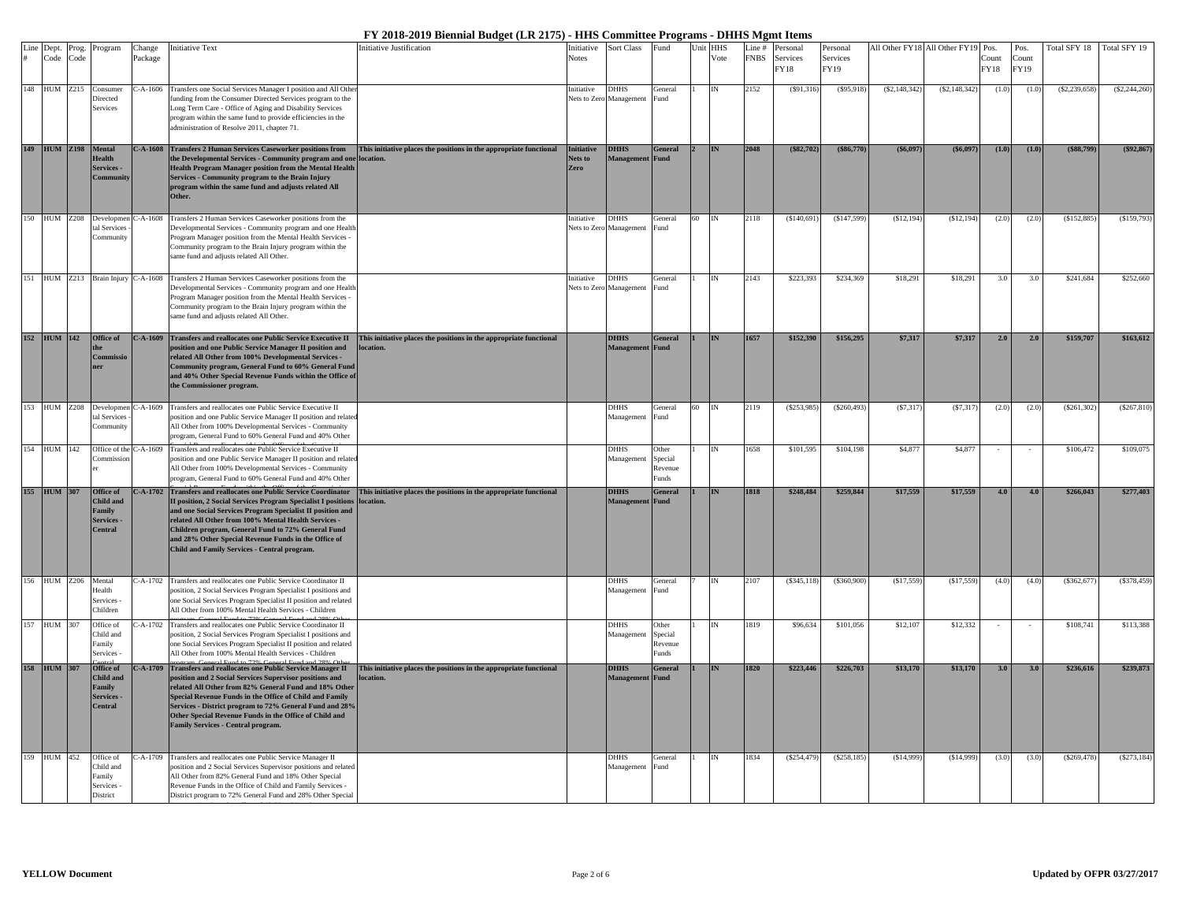# FY 2018-2019 Biennial Budget (LR 2175) - HHS Committee Programs - DHHS Mgmt Items

| Line # | Dept. Code | Prog. Code | Program | Change Package | Initiative Text | Initiative Justification | Initiative Notes | Sort Class | Fund | Unit | HHS Vote | Line # FNBS | Personal Services FY18 | Personal Services FY19 | All Other FY18 | All Other FY19 | Pos. Count FY18 | Pos. Count FY19 | Total SFY 18 | Total SFY 19 |
|---|---|---|---|---|---|---|---|---|---|---|---|---|---|---|---|---|---|---|---|---|
| 148 | HUM | Z215 | Consumer Directed Services | C-A-1606 | Transfers one Social Services Manager I position and All Other funding from the Consumer Directed Services program to the Long Term Care - Office of Aging and Disability Services program within the same fund to provide efficiencies in the administration of Resolve 2011, chapter 71. | | Initiative Nets to Zero | DHHS Management | General Fund | 1 | IN | 2152 | ($91,316) | ($95,918) | ($2,148,342) | ($2,148,342) | (1.0) | (1.0) | ($2,239,658) | ($2,244,260) |
| **149** | **HUM** | **Z198** | **Mental Health Services - Community** | **C-A-1608** | **Transfers 2 Human Services Caseworker positions from the Developmental Services - Community program and one Health Program Manager position from the Mental Health Services - Community program to the Brain Injury program within the same fund and adjusts related All Other.** | **This initiative places the positions in the appropriate functional location.** | **Initiative Nets to Zero** | **DHHS Management** | **General Fund** | **2** | **IN** | **2048** | **($82,702)** | **($86,770)** | **($6,097)** | **($6,097)** | **(1.0)** | **(1.0)** | **($88,799)** | **($92,867)** |
| 150 | HUM | Z208 | Developmental Services - Community | C-A-1608 | Transfers 2 Human Services Caseworker positions from the Developmental Services - Community program and one Health Program Manager position from the Mental Health Services - Community program to the Brain Injury program within the same fund and adjusts related All Other. | | Initiative Nets to Zero | DHHS Management | General Fund | 60 | IN | 2118 | ($140,691) | ($147,599) | ($12,194) | ($12,194) | (2.0) | (2.0) | ($152,885) | ($159,793) |
| 151 | HUM | Z213 | Brain Injury | C-A-1608 | Transfers 2 Human Services Caseworker positions from the Developmental Services - Community program and one Health Program Manager position from the Mental Health Services - Community program to the Brain Injury program within the same fund and adjusts related All Other. | | Initiative Nets to Zero | DHHS Management | General Fund | 1 | IN | 2143 | $223,393 | $234,369 | $18,291 | $18,291 | 3.0 | 3.0 | $241,684 | $252,660 |
| **152** | **HUM** | **142** | **Office of the Commissioner** | **C-A-1609** | **Transfers and reallocates one Public Service Executive II position and one Public Service Manager II position and related All Other from 100% Developmental Services - Community program, General Fund to 60% General Fund and 40% Other Special Revenue Funds within the Office of the Commissioner program.** | **This initiative places the positions in the appropriate functional location.** | | **DHHS Management** | **General Fund** | **1** | **IN** | **1657** | **$152,390** | **$156,295** | **$7,317** | **$7,317** | **2.0** | **2.0** | **$159,707** | **$163,612** |
| 153 | HUM | Z208 | Developmental Services - Community | C-A-1609 | Transfers and reallocates one Public Service Executive II position and one Public Service Manager II position and related All Other from 100% Developmental Services - Community program, General Fund to 60% General Fund and 40% Other | | | DHHS Management | General Fund | 60 | IN | 2119 | ($253,985) | ($260,493) | ($7,317) | ($7,317) | (2.0) | (2.0) | ($261,302) | ($267,810) |
| 154 | HUM | 142 | Office of the Commissioner | C-A-1609 | Transfers and reallocates one Public Service Executive II position and one Public Service Manager II position and related All Other from 100% Developmental Services - Community program, General Fund to 60% General Fund and 40% Other | | | DHHS Management | Other Special Revenue Funds | 1 | IN | 1658 | $101,595 | $104,198 | $4,877 | $4,877 | - | - | $106,472 | $109,075 |
| **155** | **HUM** | **307** | **Office of Child and Family Services - Central** | **C-A-1702** | **Transfers and reallocates one Public Service Coordinator II position, 2 Social Services Program Specialist I positions and one Social Services Program Specialist II position and related All Other from 100% Mental Health Services - Children program, General Fund to 72% General Fund and 28% Other Special Revenue Funds in the Office of Child and Family Services - Central program.** | **This initiative places the positions in the appropriate functional location.** | | **DHHS Management** | **General Fund** | **1** | **IN** | **1818** | **$248,484** | **$259,844** | **$17,559** | **$17,559** | **4.0** | **4.0** | **$266,043** | **$277,403** |
| 156 | HUM | Z206 | Mental Health Services - Children | C-A-1702 | Transfers and reallocates one Public Service Coordinator II position, 2 Social Services Program Specialist I positions and one Social Services Program Specialist II position and related All Other from 100% Mental Health Services - Children | | | DHHS Management | General Fund | 7 | IN | 2107 | ($345,118) | ($360,900) | ($17,559) | ($17,559) | (4.0) | (4.0) | ($362,677) | ($378,459) |
| 157 | HUM | 307 | Office of Child and Family Services - | C-A-1702 | Transfers and reallocates one Public Service Coordinator II position, 2 Social Services Program Specialist I positions and one Social Services Program Specialist II position and related All Other from 100% Mental Health Services - Children | | | DHHS Management | Other Special Revenue Funds | 1 | IN | 1819 | $96,634 | $101,056 | $12,107 | $12,332 | - | - | $108,741 | $113,388 |
| **158** | **HUM** | **307** | **Office of Child and Family Services - Central** | **C-A-1709** | **Transfers and reallocates one Public Service Manager II position and 2 Social Services Supervisor positions and related All Other from 82% General Fund and 18% Other Special Revenue Funds in the Office of Child and Family Services - District program to 72% General Fund and 28% Other Special Revenue Funds in the Office of Child and Family Services - Central program.** | **This initiative places the positions in the appropriate functional location.** | | **DHHS Management** | **General Fund** | **1** | **IN** | **1820** | **$223,446** | **$226,703** | **$13,170** | **$13,170** | **3.0** | **3.0** | **$236,616** | **$239,873** |
| 159 | HUM | 452 | Office of Child and Family Services - District | C-A-1709 | Transfers and reallocates one Public Service Manager II position and 2 Social Services Supervisor positions and related All Other from 82% General Fund and 18% Other Special Revenue Funds in the Office of Child and Family Services - District program to 72% General Fund and 28% Other Special | | | DHHS Management | General Fund | 1 | IN | 1834 | ($254,479) | ($258,185) | ($14,999) | ($14,999) | (3.0) | (3.0) | ($269,478) | ($273,184) |

**YELLOW Document**

**Updated by OFPR 03/27/2017**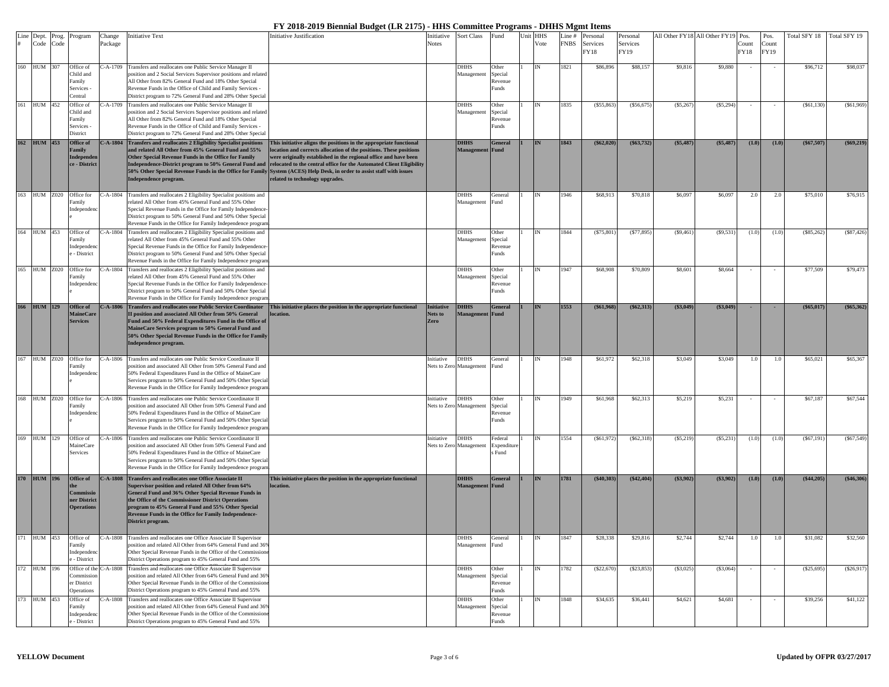# FY 2018-2019 Biennial Budget (LR 2175) - HHS Committee Programs - DHHS Mgmt Items

| Line # | Dept. Code | Prog. Code | Program | Change Package | Initiative Text | Initiative Justification | Initiative Notes | Sort Class | Fund | Unit | HHS Vote | Line # FNBS | Personal Services FY18 | Personal Services FY19 | All Other FY18 | All Other FY19 | Pos. Count FY18 | Pos. Count FY19 | Total SFY 18 | Total SFY 19 |
|---|---|---|---|---|---|---|---|---|---|---|---|---|---|---|---|---|---|---|---|---|
| 160 | HUM | 307 | Office of Child and Family Services - Central | C-A-1709 | Transfers and reallocates one Public Service Manager II position and 2 Social Services Supervisor positions and related All Other from 82% General Fund and 18% Other Special Revenue Funds in the Office of Child and Family Services - District program to 72% General Fund and 28% Other Special | | | DHHS Management | Other Special Revenue Funds | 1 | IN | 1821 | $86,896 | $88,157 | $9,816 | $9,880 | - | - | $96,712 | $98,037 |
| 161 | HUM | 452 | Office of Child and Family Services - District | C-A-1709 | Transfers and reallocates one Public Service Manager II position and 2 Social Services Supervisor positions and related All Other from 82% General Fund and 18% Other Special Revenue Funds in the Office of Child and Family Services - District program to 72% General Fund and 28% Other Special | | | DHHS Management | Other Special Revenue Funds | 1 | IN | 1835 | ($55,863) | ($56,675) | ($5,267) | ($5,294) | - | - | ($61,130) | ($61,969) |
| **162** | **HUM** | **453** | **Office of Family Independence - District** | **C-A-1804** | **Transfers and reallocates 2 Eligibility Specialist positions and related All Other from 45% General Fund and 55% Other Special Revenue Funds in the Office for Family Independence-District program to 50% General Fund and 50% Other Special Revenue Funds in the Office for Family Independence program.** | **This initiative aligns the positions in the appropriate functional location and corrects allocation of the positions. These positions were originally established in the regional office and have been relocated to the central office for the Automated Client Eligibility System (ACES) Help Desk, in order to assist staff with issues related to technology upgrades.** | | **DHHS Management** | **General Fund** | **1** | **IN** | **1843** | **($62,020)** | **($63,732)** | **($5,487)** | **($5,487)** | **(1.0)** | **(1.0)** | **($67,507)** | **($69,219)** |
| 163 | HUM | Z020 | Office for Family Independence | C-A-1804 | Transfers and reallocates 2 Eligibility Specialist positions and related All Other from 45% General Fund and 55% Other Special Revenue Funds in the Office for Family Independence-District program to 50% General Fund and 50% Other Special Revenue Funds in the Office for Family Independence program. | | | DHHS Management | General Fund | 1 | IN | 1946 | $68,913 | $70,818 | $6,097 | $6,097 | 2.0 | 2.0 | $75,010 | $76,915 |
| 164 | HUM | 453 | Office of Family Independence - District | C-A-1804 | Transfers and reallocates 2 Eligibility Specialist positions and related All Other from 45% General Fund and 55% Other Special Revenue Funds in the Office for Family Independence-District program to 50% General Fund and 50% Other Special Revenue Funds in the Office for Family Independence program. | | | DHHS Management | Other Special Revenue Funds | 1 | IN | 1844 | ($75,801) | ($77,895) | ($9,461) | ($9,531) | (1.0) | (1.0) | ($85,262) | ($87,426) |
| 165 | HUM | Z020 | Office for Family Independence | C-A-1804 | Transfers and reallocates 2 Eligibility Specialist positions and related All Other from 45% General Fund and 55% Other Special Revenue Funds in the Office for Family Independence-District program to 50% General Fund and 50% Other Special Revenue Funds in the Office for Family Independence program. | | | DHHS Management | Other Special Revenue Funds | 1 | IN | 1947 | $68,908 | $70,809 | $8,601 | $8,664 | - | - | $77,509 | $79,473 |
| **166** | **HUM** | **129** | **Office of MaineCare Services** | **C-A-1806** | **Transfers and reallocates one Public Service Coordinator II position and associated All Other from 50% General Fund and 50% Federal Expenditures Fund in the Office of MaineCare Services program to 50% General Fund and 50% Other Special Revenue Funds in the Office for Family Independence program.** | **This initiative places the position in the appropriate functional location.** | **Initiative Nets to Zero** | **DHHS Management** | **General Fund** | **1** | **IN** | **1553** | **($61,968)** | **($62,313)** | **($3,049)** | **($3,049)** | **-** | **-** | **($65,017)** | **($65,362)** |
| 167 | HUM | Z020 | Office for Family Independence | C-A-1806 | Transfers and reallocates one Public Service Coordinator II position and associated All Other from 50% General Fund and 50% Federal Expenditures Fund in the Office of MaineCare Services program to 50% General Fund and 50% Other Special Revenue Funds in the Office for Family Independence program. | | Initiative Nets to Zero | DHHS Management | General Fund | 1 | IN | 1948 | $61,972 | $62,318 | $3,049 | $3,049 | 1.0 | 1.0 | $65,021 | $65,367 |
| 168 | HUM | Z020 | Office for Family Independence | C-A-1806 | Transfers and reallocates one Public Service Coordinator II position and associated All Other from 50% General Fund and 50% Federal Expenditures Fund in the Office of MaineCare Services program to 50% General Fund and 50% Other Special Revenue Funds in the Office for Family Independence program. | | Initiative Nets to Zero | DHHS Management | Other Special Revenue Funds | 1 | IN | 1949 | $61,968 | $62,313 | $5,219 | $5,231 | - | - | $67,187 | $67,544 |
| 169 | HUM | 129 | Office of MaineCare Services | C-A-1806 | Transfers and reallocates one Public Service Coordinator II position and associated All Other from 50% General Fund and 50% Federal Expenditures Fund in the Office of MaineCare Services program to 50% General Fund and 50% Other Special Revenue Funds in the Office for Family Independence program. | | Initiative Nets to Zero | DHHS Management | Federal Expenditures Fund | 1 | IN | 1554 | ($61,972) | ($62,318) | ($5,219) | ($5,231) | (1.0) | (1.0) | ($67,191) | ($67,549) |
| **170** | **HUM** | **196** | **Office of the Commissioner District Operations** | **C-A-1808** | **Transfers and reallocates one Office Associate II Supervisor position and related All Other from 64% General Fund and 36% Other Special Revenue Funds in the Office of the Commissioner District Operations program to 45% General Fund and 55% Other Special Revenue Funds in the Office for Family Independence-District program.** | **This initiative places the position in the appropriate functional location.** | | **DHHS Management** | **General Fund** | **1** | **IN** | **1781** | **($40,303)** | **($42,404)** | **($3,902)** | **($3,902)** | **(1.0)** | **(1.0)** | **($44,205)** | **($46,306)** |
| 171 | HUM | 453 | Office of Family Independence - District | C-A-1808 | Transfers and reallocates one Office Associate II Supervisor position and related All Other from 64% General Fund and 36% Other Special Revenue Funds in the Office of the Commissioner District Operations program to 45% General Fund and 55% | | | DHHS Management | General Fund | 1 | IN | 1847 | $28,338 | $29,816 | $2,744 | $2,744 | 1.0 | 1.0 | $31,082 | $32,560 |
| 172 | HUM | 196 | Office of the Commissioner District Operations | C-A-1808 | Transfers and reallocates one Office Associate II Supervisor position and related All Other from 64% General Fund and 36% Other Special Revenue Funds in the Office of the Commissioner District Operations program to 45% General Fund and 55% | | | DHHS Management | Other Special Revenue Funds | 1 | IN | 1782 | ($22,670) | ($23,853) | ($3,025) | ($3,064) | - | - | ($25,695) | ($26,917) |
| 173 | HUM | 453 | Office of Family Independence - District | C-A-1808 | Transfers and reallocates one Office Associate II Supervisor position and related All Other from 64% General Fund and 36% Other Special Revenue Funds in the Office of the Commissioner District Operations program to 45% General Fund and 55% | | | DHHS Management | Other Special Revenue Funds | 1 | IN | 1848 | $34,635 | $36,441 | $4,621 | $4,681 | - | - | $39,256 | $41,122 |

**YELLOW Document** | Updated by OFPR 03/27/2017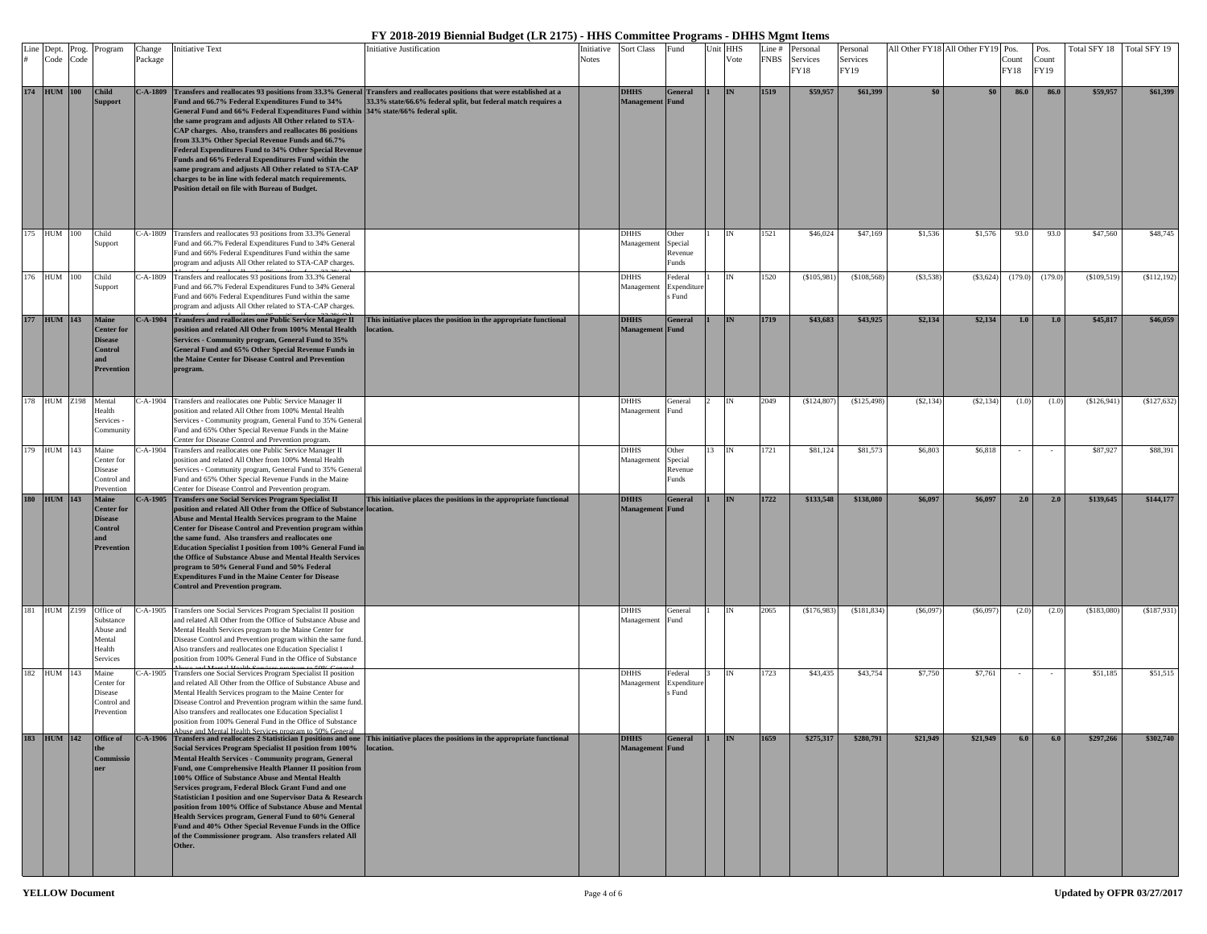# FY 2018-2019 Biennial Budget (LR 2175) - HHS Committee Programs - DHHS Mgmt Items

| Line # | Dept. Code | Prog. Code | Program | Change Package | Initiative Text | Initiative Justification | Initiative Notes | Sort Class | Fund | Unit | HHS Vote | Line # FNBS | Personal Services FY18 | Personal Services FY19 | All Other FY18 | All Other FY19 | Pos. Count FY18 | Pos. Count FY19 | Total SFY 18 | Total SFY 19 |
|---|---|---|---|---|---|---|---|---|---|---|---|---|---|---|---|---|---|---|---|---|
| **174** | **HUM** | **100** | **Child Support** | **C-A-1809** | **Transfers and reallocates 93 positions from 33.3% General Fund and 66.7% Federal Expenditures Fund to 34% General Fund and 66% Federal Expenditures Fund within the same program and adjusts All Other related to STA-CAP charges. Also, transfers and reallocates 86 positions from 33.3% Other Special Revenue Funds and 66.7% Federal Expenditures Fund to 34% Other Special Revenue Funds and 66% Federal Expenditures Fund within the same program and adjusts All Other related to STA-CAP charges to be in line with federal match requirements. Position detail on file with Bureau of Budget.** | **Transfers and reallocates positions that were established at a 33.3% state/66.6% federal split, but federal match requires a 34% state/66% federal split.** | | **DHHS Management** | **General Fund** | **1** | **IN** | **1519** | **$59,957** | **$61,399** | **$0** | **$0** | **86.0** | **86.0** | **$59,957** | **$61,399** |
| 175 | HUM | 100 | Child Support | C-A-1809 | Transfers and reallocates 93 positions from 33.3% General Fund and 66.7% Federal Expenditures Fund to 34% General Fund and 66% Federal Expenditures Fund within the same program and adjusts All Other related to STA-CAP charges. | | | DHHS Management | Other Special Revenue Funds | 1 | IN | 1521 | $46,024 | $47,169 | $1,536 | $1,576 | 93.0 | 93.0 | $47,560 | $48,745 |
| 176 | HUM | 100 | Child Support | C-A-1809 | Transfers and reallocates 93 positions from 33.3% General Fund and 66.7% Federal Expenditures Fund to 34% General Fund and 66% Federal Expenditures Fund within the same program and adjusts All Other related to STA-CAP charges. | | | DHHS Management | Federal Expenditures Fund | 1 | IN | 1520 | ($105,981) | ($108,568) | ($3,538) | ($3,624) | (179.0) | (179.0) | ($109,519) | ($112,192) |
| **177** | **HUM** | **143** | **Maine Center for Disease Control and Prevention** | **C-A-1904** | **Transfers and reallocates one Public Service Manager II position and related All Other from 100% Mental Health Services - Community program, General Fund to 35% General Fund and 65% Other Special Revenue Funds in the Maine Center for Disease Control and Prevention program.** | **This initiative places the position in the appropriate functional location.** | | **DHHS Management** | **General Fund** | **1** | **IN** | **1719** | **$43,683** | **$43,925** | **$2,134** | **$2,134** | **1.0** | **1.0** | **$45,817** | **$46,059** |
| 178 | HUM | Z198 | Mental Health Services - Community | C-A-1904 | Transfers and reallocates one Public Service Manager II position and related All Other from 100% Mental Health Services - Community program, General Fund to 35% General Fund and 65% Other Special Revenue Funds in the Maine Center for Disease Control and Prevention program. | | | DHHS Management | General Fund | 2 | IN | 2049 | ($124,807) | ($125,498) | ($2,134) | ($2,134) | (1.0) | (1.0) | ($126,941) | ($127,632) |
| 179 | HUM | 143 | Maine Center for Disease Control and Prevention | C-A-1904 | Transfers and reallocates one Public Service Manager II position and related All Other from 100% Mental Health Services - Community program, General Fund to 35% General Fund and 65% Other Special Revenue Funds in the Maine Center for Disease Control and Prevention program. | | | DHHS Management | Other Special Revenue Funds | 13 | IN | 1721 | $81,124 | $81,573 | $6,803 | $6,818 | - | - | $87,927 | $88,391 |
| **180** | **HUM** | **143** | **Maine Center for Disease Control and Prevention** | **C-A-1905** | **Transfers one Social Services Program Specialist II position and related All Other from the Office of Substance Abuse and Mental Health Services program to the Maine Center for Disease Control and Prevention program within the same fund. Also transfers and reallocates one Education Specialist I position from 100% General Fund in the Office of Substance Abuse and Mental Health Services program to 50% General Fund and 50% Federal Expenditures Fund in the Maine Center for Disease Control and Prevention program.** | **This initiative places the positions in the appropriate functional location.** | | **DHHS Management** | **General Fund** | **1** | **IN** | **1722** | **$133,548** | **$138,080** | **$6,097** | **$6,097** | **2.0** | **2.0** | **$139,645** | **$144,177** |
| 181 | HUM | Z199 | Office of Substance Abuse and Mental Health Services | C-A-1905 | Transfers one Social Services Program Specialist II position and related All Other from the Office of Substance Abuse and Mental Health Services program to the Maine Center for Disease Control and Prevention program within the same fund. Also transfers and reallocates one Education Specialist I position from 100% General Fund in the Office of Substance Abuse and Mental Health Services program to 50% General | | | DHHS Management | General Fund | 1 | IN | 2065 | ($176,983) | ($181,834) | ($6,097) | ($6,097) | (2.0) | (2.0) | ($183,080) | ($187,931) |
| 182 | HUM | 143 | Maine Center for Disease Control and Prevention | C-A-1905 | Transfers one Social Services Program Specialist II position and related All Other from the Office of Substance Abuse and Mental Health Services program to the Maine Center for Disease Control and Prevention program within the same fund. Also transfers and reallocates one Education Specialist I position from 100% General Fund in the Office of Substance Abuse and Mental Health Services program to 50% General | | | DHHS Management | Federal Expenditures Fund | 3 | IN | 1723 | $43,435 | $43,754 | $7,750 | $7,761 | - | - | $51,185 | $51,515 |
| **183** | **HUM** | **142** | **Office of the Commissioner** | **C-A-1906** | **Transfers and reallocates 2 Statistician I positions and one Social Services Program Specialist II position from 100% Mental Health Services - Community program, General Fund, one Comprehensive Health Planner II position from 100% Office of Substance Abuse and Mental Health Services program, Federal Block Grant Fund and one Statistician I position and one Supervisor Data & Research position from 100% Office of Substance Abuse and Mental Health Services program, General Fund to 60% General Fund and 40% Other Special Revenue Funds in the Office of the Commissioner program. Also transfers related All Other.** | **This initiative places the positions in the appropriate functional location.** | | **DHHS Management** | **General Fund** | **1** | **IN** | **1659** | **$275,317** | **$280,791** | **$21,949** | **$21,949** | **6.0** | **6.0** | **$297,266** | **$302,740** |

**YELLOW Document** | Updated by OFPR 03/27/2017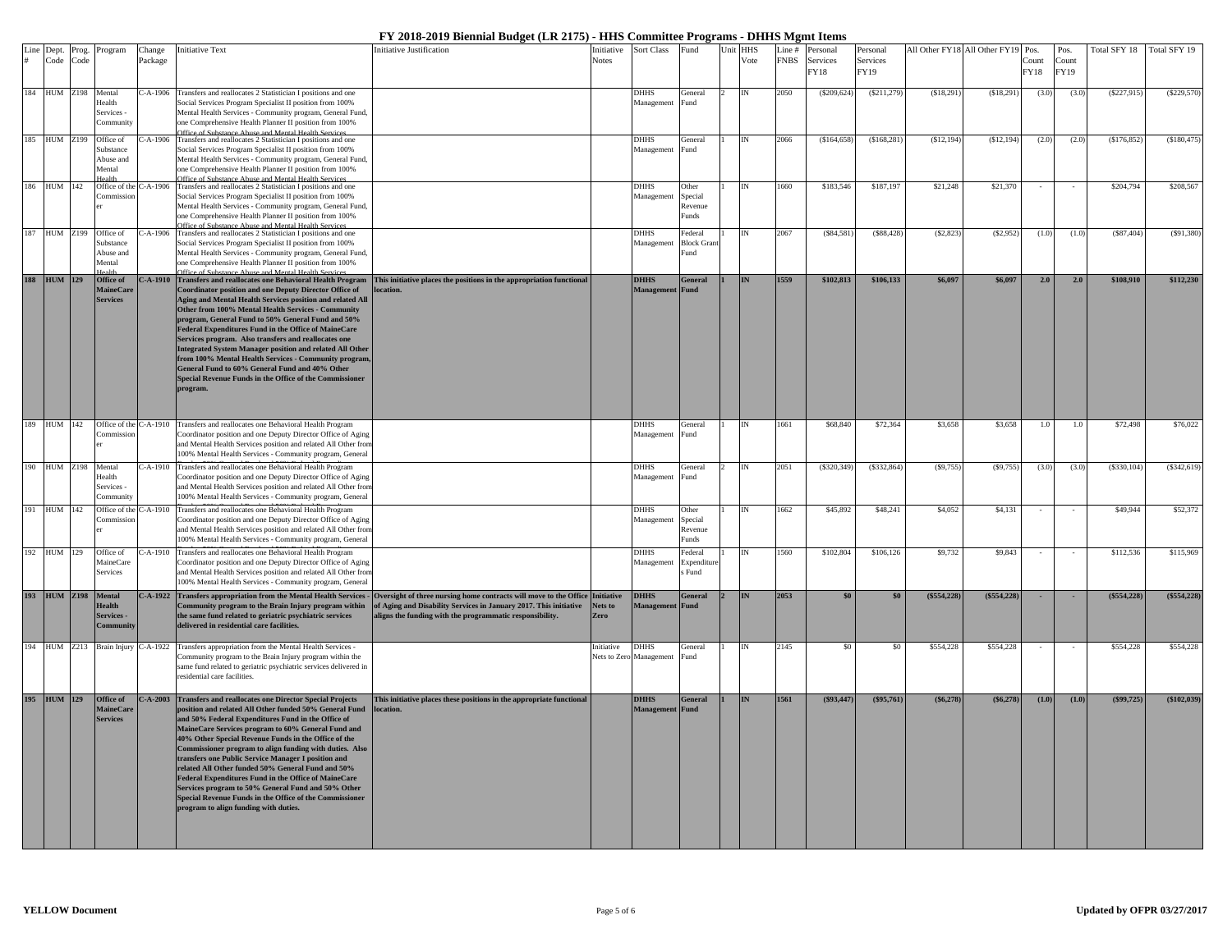# FY 2018-2019 Biennial Budget (LR 2175) - HHS Committee Programs - DHHS Mgmt Items

| Line # | Dept. Code | Prog. Code | Program | Change Package | Initiative Text | Initiative Justification | Initiative Notes | Sort Class | Fund | Unit | HHS Vote | Line # FNBS | Personal Services FY18 | Personal Services FY19 | All Other FY18 | All Other FY19 | Pos. Count FY18 | Pos. Count FY19 | Total SFY 18 | Total SFY 19 |
|---|---|---|---|---|---|---|---|---|---|---|---|---|---|---|---|---|---|---|---|---|
| 184 | HUM | Z198 | Mental Health Services - Community | C-A-1906 | Transfers and reallocates 2 Statistician I positions and one Social Services Program Specialist II position from 100% Mental Health Services - Community program, General Fund, one Comprehensive Health Planner II position from 100% Office of Substance Abuse and Mental Health Services | | | DHHS Management | General Fund | 2 | IN | 2050 | ($209,624) | ($211,279) | ($18,291) | ($18,291) | (3.0) | (3.0) | ($227,915) | ($229,570) |
| 185 | HUM | Z199 | Office of Substance Abuse and Mental Health | C-A-1906 | Transfers and reallocates 2 Statistician I positions and one Social Services Program Specialist II position from 100% Mental Health Services - Community program, General Fund, one Comprehensive Health Planner II position from 100% Office of Substance Abuse and Mental Health Services | | | DHHS Management | General Fund | 1 | IN | 2066 | ($164,658) | ($168,281) | ($12,194) | ($12,194) | (2.0) | (2.0) | ($176,852) | ($180,475) |
| 186 | HUM | 142 | Office of the Commissioner | C-A-1906 | Transfers and reallocates 2 Statistician I positions and one Social Services Program Specialist II position from 100% Mental Health Services - Community program, General Fund, one Comprehensive Health Planner II position from 100% Office of Substance Abuse and Mental Health Services | | | DHHS Management | Other Special Revenue Funds | 1 | IN | 1660 | $183,546 | $187,197 | $21,248 | $21,370 | - | - | $204,794 | $208,567 |
| 187 | HUM | Z199 | Office of Substance Abuse and Mental Health | C-A-1906 | Transfers and reallocates 2 Statistician I positions and one Social Services Program Specialist II position from 100% Mental Health Services - Community program, General Fund, one Comprehensive Health Planner II position from 100% Office of Substance Abuse and Mental Health Services | | | DHHS Management | Federal Block Grant Fund | 1 | IN | 2067 | ($84,581) | ($88,428) | ($2,823) | ($2,952) | (1.0) | (1.0) | ($87,404) | ($91,380) |
| **188** | **HUM** | **129** | **Office of MaineCare Services** | **C-A-1910** | **Transfers and reallocates one Behavioral Health Program Coordinator position and one Deputy Director Office of Aging and Mental Health Services position and related All Other from 100% Mental Health Services - Community program, General Fund to 50% General Fund and 50% Federal Expenditures Fund in the Office of MaineCare Services program. Also transfers and reallocates one Integrated System Manager position and related All Other from 100% Mental Health Services - Community program, General Fund to 60% General Fund and 40% Other Special Revenue Funds in the Office of the Commissioner program.** | **This initiative places the positions in the appropriation functional location.** | | **DHHS Management** | **General Fund** | **1** | **IN** | **1559** | **$102,813** | **$106,133** | **$6,097** | **$6,097** | **2.0** | **2.0** | **$108,910** | **$112,230** |
| 189 | HUM | 142 | Office of the Commissioner | C-A-1910 | Transfers and reallocates one Behavioral Health Program Coordinator position and one Deputy Director Office of Aging and Mental Health Services position and related All Other from 100% Mental Health Services - Community program, General | | | DHHS Management | General Fund | 1 | IN | 1661 | $68,840 | $72,364 | $3,658 | $3,658 | 1.0 | 1.0 | $72,498 | $76,022 |
| 190 | HUM | Z198 | Mental Health Services - Community | C-A-1910 | Transfers and reallocates one Behavioral Health Program Coordinator position and one Deputy Director Office of Aging and Mental Health Services position and related All Other from 100% Mental Health Services - Community program, General | | | DHHS Management | General Fund | 2 | IN | 2051 | ($320,349) | ($332,864) | ($9,755) | ($9,755) | (3.0) | (3.0) | ($330,104) | ($342,619) |
| 191 | HUM | 142 | Office of the Commissioner | C-A-1910 | Transfers and reallocates one Behavioral Health Program Coordinator position and one Deputy Director Office of Aging and Mental Health Services position and related All Other from 100% Mental Health Services - Community program, General | | | DHHS Management | Other Special Revenue Funds | 1 | IN | 1662 | $45,892 | $48,241 | $4,052 | $4,131 | - | - | $49,944 | $52,372 |
| 192 | HUM | 129 | Office of MaineCare Services | C-A-1910 | Transfers and reallocates one Behavioral Health Program Coordinator position and one Deputy Director Office of Aging and Mental Health Services position and related All Other from 100% Mental Health Services - Community program, General | | | DHHS Management | Federal Expenditures Fund | 1 | IN | 1560 | $102,804 | $106,126 | $9,732 | $9,843 | - | - | $112,536 | $115,969 |
| **193** | **HUM** | **Z198** | **Mental Health Services - Community** | **C-A-1922** | **Transfers appropriation from the Mental Health Services - Community program to the Brain Injury program within the same fund related to geriatric psychiatric services delivered in residential care facilities.** | **Oversight of three nursing home contracts will move to the Office of Aging and Disability Services in January 2017. This initiative aligns the funding with the programmatic responsibility.** | **Initiative Nets to Zero** | **DHHS Management** | **General Fund** | **2** | **IN** | **2053** | **$0** | **$0** | **($554,228)** | **($554,228)** | **-** | **-** | **($554,228)** | **($554,228)** |
| 194 | HUM | Z213 | Brain Injury | C-A-1922 | Transfers appropriation from the Mental Health Services - Community program to the Brain Injury program within the same fund related to geriatric psychiatric services delivered in residential care facilities. | | Initiative Nets to Zero | DHHS Management | General Fund | 1 | IN | 2145 | $0 | $0 | $554,228 | $554,228 | - | - | $554,228 | $554,228 |
| **195** | **HUM** | **129** | **Office of MaineCare Services** | **C-A-2003** | **Transfers and reallocates one Director Special Projects position and related All Other funded 50% General Fund and 50% Federal Expenditures Fund in the Office of MaineCare Services program to 60% General Fund and 40% Other Special Revenue Funds in the Office of the Commissioner program to align funding with duties. Also transfers one Public Service Manager I position and related All Other funded 50% General Fund and 50% Federal Expenditures Fund in the Office of MaineCare Services program to 50% General Fund and 50% Other Special Revenue Funds in the Office of the Commissioner program to align funding with duties.** | **This initiative places these positions in the appropriate functional location.** | | **DHHS Management** | **General Fund** | **1** | **IN** | **1561** | **($93,447)** | **($95,761)** | **($6,278)** | **($6,278)** | **(1.0)** | **(1.0)** | **($99,725)** | **($102,039)** |

**YELLOW Document** — Updated by OFPR 03/27/2017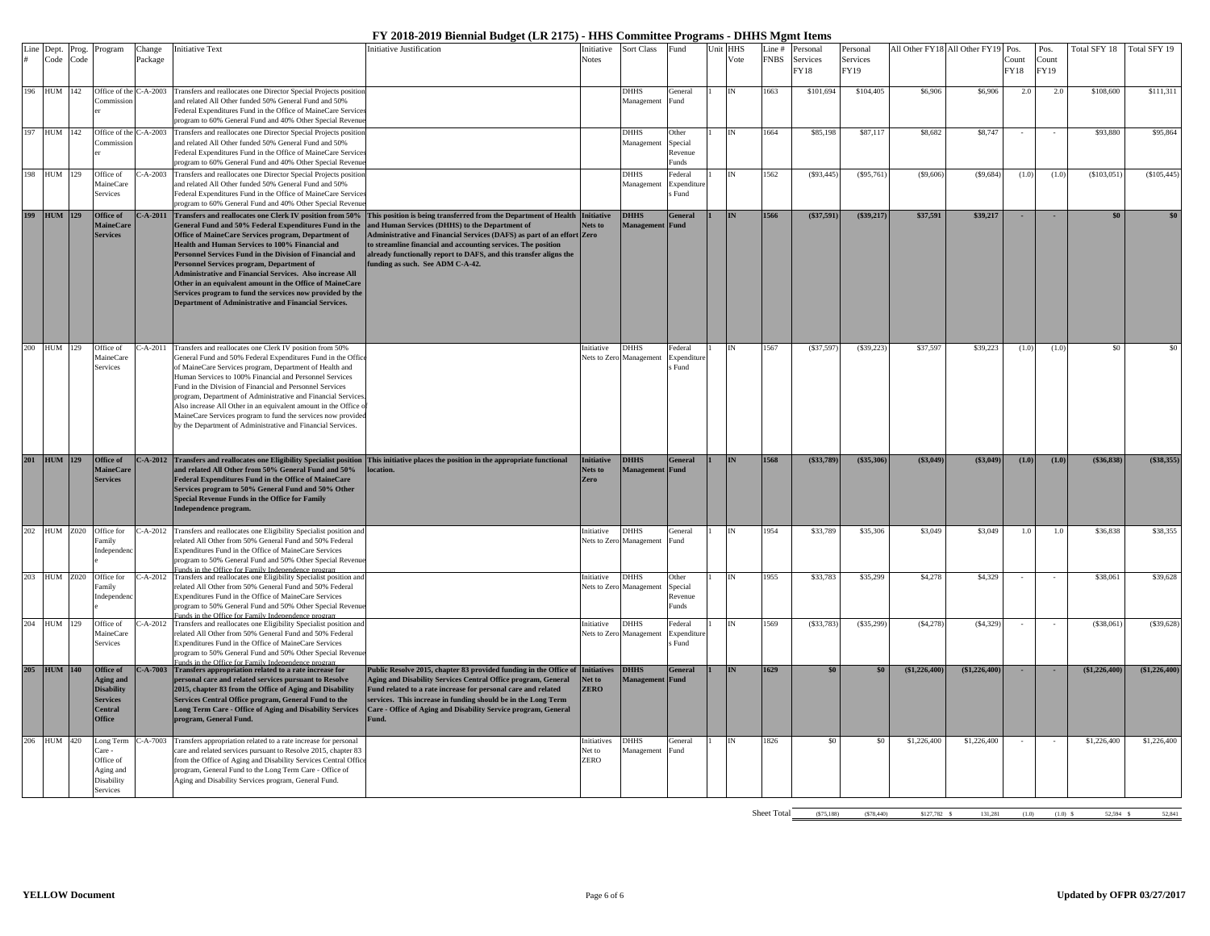# FY 2018-2019 Biennial Budget (LR 2175) - HHS Committee Programs - DHHS Mgmt Items

| Line # | Dept. Code | Prog. Code | Program | Change Package | Initiative Text | Initiative Justification | Initiative Notes | Sort Class | Fund | Unit | HHS Vote | Line # FNBS | Personal Services FY18 | Personal Services FY19 | All Other FY18 | All Other FY19 | Pos. Count FY18 | Pos. Count FY19 | Total SFY 18 | Total SFY 19 |
|---|---|---|---|---|---|---|---|---|---|---|---|---|---|---|---|---|---|---|---|---|
| 196 | HUM | 142 | Office of the Commissioner | C-A-2003 | Transfers and reallocates one Director Special Projects position and related All Other funded 50% General Fund and 50% Federal Expenditures Fund in the Office of MaineCare Services program to 60% General Fund and 40% Other Special Revenue | | | DHHS Management | General Fund | 1 | IN | 1663 | $101,694 | $104,405 | $6,906 | $6,906 | 2.0 | 2.0 | $108,600 | $111,311 |
| 197 | HUM | 142 | Office of the Commissioner | C-A-2003 | Transfers and reallocates one Director Special Projects position and related All Other funded 50% General Fund and 50% Federal Expenditures Fund in the Office of MaineCare Services program to 60% General Fund and 40% Other Special Revenue | | | DHHS Management | Other Special Revenue Funds | 1 | IN | 1664 | $85,198 | $87,117 | $8,682 | $8,747 | - | - | $93,880 | $95,864 |
| 198 | HUM | 129 | Office of MaineCare Services | C-A-2003 | Transfers and reallocates one Director Special Projects position and related All Other funded 50% General Fund and 50% Federal Expenditures Fund in the Office of MaineCare Services program to 60% General Fund and 40% Other Special Revenue | | | DHHS Management | Federal Expenditures Fund | 1 | IN | 1562 | ($93,445) | ($95,761) | ($9,606) | ($9,684) | (1.0) | (1.0) | ($103,051) | ($105,445) |
| **199** | **HUM** | **129** | **Office of MaineCare Services** | **C-A-2011** | **Transfers and reallocates one Clerk IV position from 50% General Fund and 50% Federal Expenditures Fund in the Office of MaineCare Services program, Department of Health and Human Services to 100% Financial and Personnel Services Fund in the Division of Financial and Personnel Services program, Department of Administrative and Financial Services. Also increase All Other in an equivalent amount in the Office of MaineCare Services program to fund the services now provided by the Department of Administrative and Financial Services.** | **This position is being transferred from the Department of Health and Human Services (DHHS) to the Department of Administrative and Financial Services (DAFS) as part of an effort to streamline financial and accounting services. The position already functionally report to DAFS, and this transfer aligns the funding as such. See ADM C-A-42.** | **Initiative Nets to Zero** | **DHHS Management** | **General Fund** | **1** | **IN** | **1566** | **($37,591)** | **($39,217)** | **$37,591** | **$39,217** | **-** | **-** | **$0** | **$0** |
| 200 | HUM | 129 | Office of MaineCare Services | C-A-2011 | Transfers and reallocates one Clerk IV position from 50% General Fund and 50% Federal Expenditures Fund in the Office of MaineCare Services program, Department of Health and Human Services to 100% Financial and Personnel Services Fund in the Division of Financial and Personnel Services program, Department of Administrative and Financial Services. Also increase All Other in an equivalent amount in the Office of MaineCare Services program to fund the services now provided by the Department of Administrative and Financial Services. | | Initiative Nets to Zero | DHHS Management | Federal Expenditures Fund | 1 | IN | 1567 | ($37,597) | ($39,223) | $37,597 | $39,223 | (1.0) | (1.0) | $0 | $0 |
| **201** | **HUM** | **129** | **Office of MaineCare Services** | **C-A-2012** | **Transfers and reallocates one Eligibility Specialist position and related All Other from 50% General Fund and 50% Federal Expenditures Fund in the Office of MaineCare Services program to 50% General Fund and 50% Other Special Revenue Funds in the Office for Family Independence program.** | **This initiative places the position in the appropriate functional location.** | **Initiative Nets to Zero** | **DHHS Management** | **General Fund** | **1** | **IN** | **1568** | **($33,789)** | **($35,306)** | **($3,049)** | **($3,049)** | **(1.0)** | **(1.0)** | **($36,838)** | **($38,355)** |
| 202 | HUM | Z020 | Office for Family Independence | C-A-2012 | Transfers and reallocates one Eligibility Specialist position and related All Other from 50% General Fund and 50% Federal Expenditures Fund in the Office of MaineCare Services program to 50% General Fund and 50% Other Special Revenue Funds in the Office for Family Independence program | | Initiative Nets to Zero | DHHS Management | General Fund | 1 | IN | 1954 | $33,789 | $35,306 | $3,049 | $3,049 | 1.0 | 1.0 | $36,838 | $38,355 |
| 203 | HUM | Z020 | Office for Family Independence | C-A-2012 | Transfers and reallocates one Eligibility Specialist position and related All Other from 50% General Fund and 50% Federal Expenditures Fund in the Office of MaineCare Services program to 50% General Fund and 50% Other Special Revenue Funds in the Office for Family Independence program | | Initiative Nets to Zero | DHHS Management | Other Special Revenue Funds | 1 | IN | 1955 | $33,783 | $35,299 | $4,278 | $4,329 | - | - | $38,061 | $39,628 |
| 204 | HUM | 129 | Office of MaineCare Services | C-A-2012 | Transfers and reallocates one Eligibility Specialist position and related All Other from 50% General Fund and 50% Federal Expenditures Fund in the Office of MaineCare Services program to 50% General Fund and 50% Other Special Revenue Funds in the Office for Family Independence program | | Initiative Nets to Zero | DHHS Management | Federal Expenditures Fund | 1 | IN | 1569 | ($33,783) | ($35,299) | ($4,278) | ($4,329) | - | - | ($38,061) | ($39,628) |
| **205** | **HUM** | **140** | **Office of Aging and Disability Services Central Office** | **C-A-7003** | **Transfers appropriation related to a rate increase for personal care and related services pursuant to Resolve 2015, chapter 83 from the Office of Aging and Disability Services Central Office program, General Fund to the Long Term Care - Office of Aging and Disability Services program, General Fund.** | **Public Resolve 2015, chapter 83 provided funding in the Office of Aging and Disability Services Central Office program, General Fund related to a rate increase for personal care and related services. This increase in funding should be in the Long Term Care - Office of Aging and Disability Service program, General Fund.** | **Initiatives Net to ZERO** | **DHHS Management** | **General Fund** | **1** | **IN** | **1629** | **$0** | **$0** | **($1,226,400)** | **($1,226,400)** | **-** | **-** | **($1,226,400)** | **($1,226,400)** |
| 206 | HUM | 420 | Long Term Care - Office of Aging and Disability Services | C-A-7003 | Transfers appropriation related to a rate increase for personal care and related services pursuant to Resolve 2015, chapter 83 from the Office of Aging and Disability Services Central Office program, General Fund to the Long Term Care - Office of Aging and Disability Services program, General Fund. | | Initiatives Net to ZERO | DHHS Management | General Fund | 1 | IN | 1826 | $0 | $0 | $1,226,400 | $1,226,400 | - | - | $1,226,400 | $1,226,400 |
| | | | | | | | | | | | | Sheet Total | ($75,188) | ($78,440) | $127,782 | $ 131,281 | (1.0) | (1.0) | $ 52,594 | $ 52,841 |

YELLOW Document

Updated by OFPR 03/27/2017